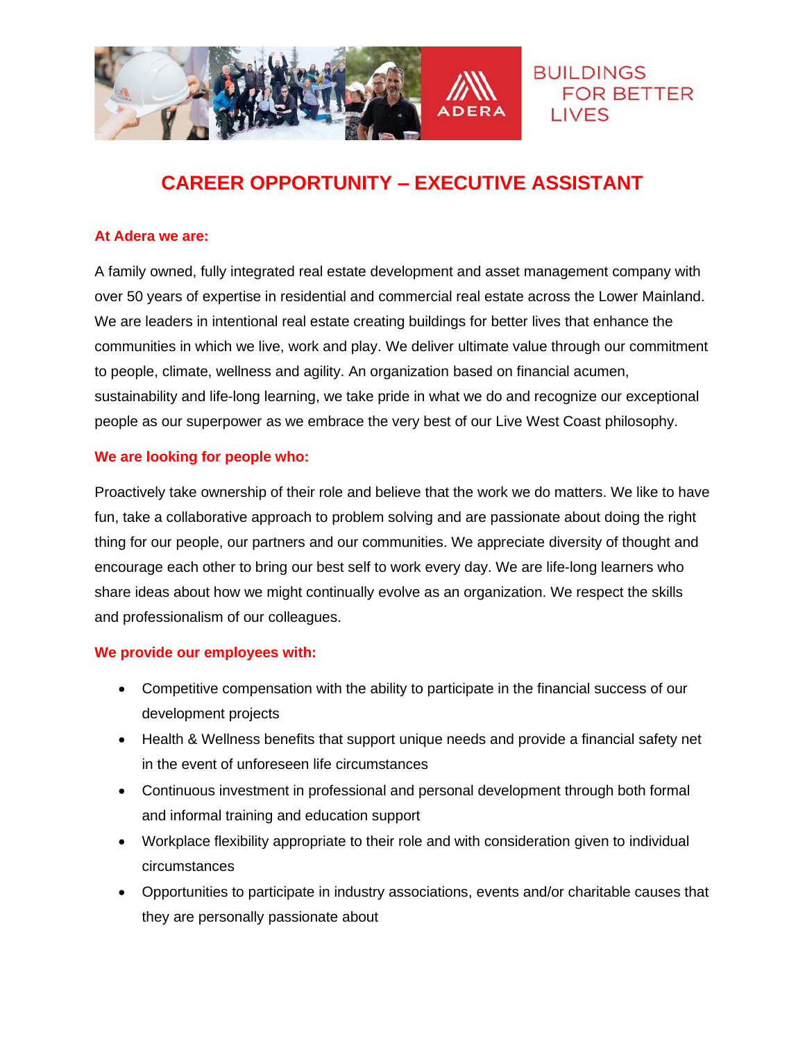BUILDINGS FOR BETTER LIVES

# CAREER OPPORTUNITY – EXECUTIVE ASSISTANT

**At Adera we are:**

A family owned, fully integrated real estate development and asset management company with over 50 years of expertise in residential and commercial real estate across the Lower Mainland. We are leaders in intentional real estate creating buildings for better lives that enhance the communities in which we live, work and play. We deliver ultimate value through our commitment to people, climate, wellness and agility. An organization based on financial acumen, sustainability and life-long learning, we take pride in what we do and recognize our exceptional people as our superpower as we embrace the very best of our Live West Coast philosophy.

**We are looking for people who:**

Proactively take ownership of their role and believe that the work we do matters. We like to have fun, take a collaborative approach to problem solving and are passionate about doing the right thing for our people, our partners and our communities. We appreciate diversity of thought and encourage each other to bring our best self to work every day. We are life-long learners who share ideas about how we might continually evolve as an organization. We respect the skills and professionalism of our colleagues.

**We provide our employees with:**

- Competitive compensation with the ability to participate in the financial success of our development projects
- Health & Wellness benefits that support unique needs and provide a financial safety net in the event of unforeseen life circumstances
- Continuous investment in professional and personal development through both formal and informal training and education support
- Workplace flexibility appropriate to their role and with consideration given to individual circumstances
- Opportunities to participate in industry associations, events and/or charitable causes that they are personally passionate about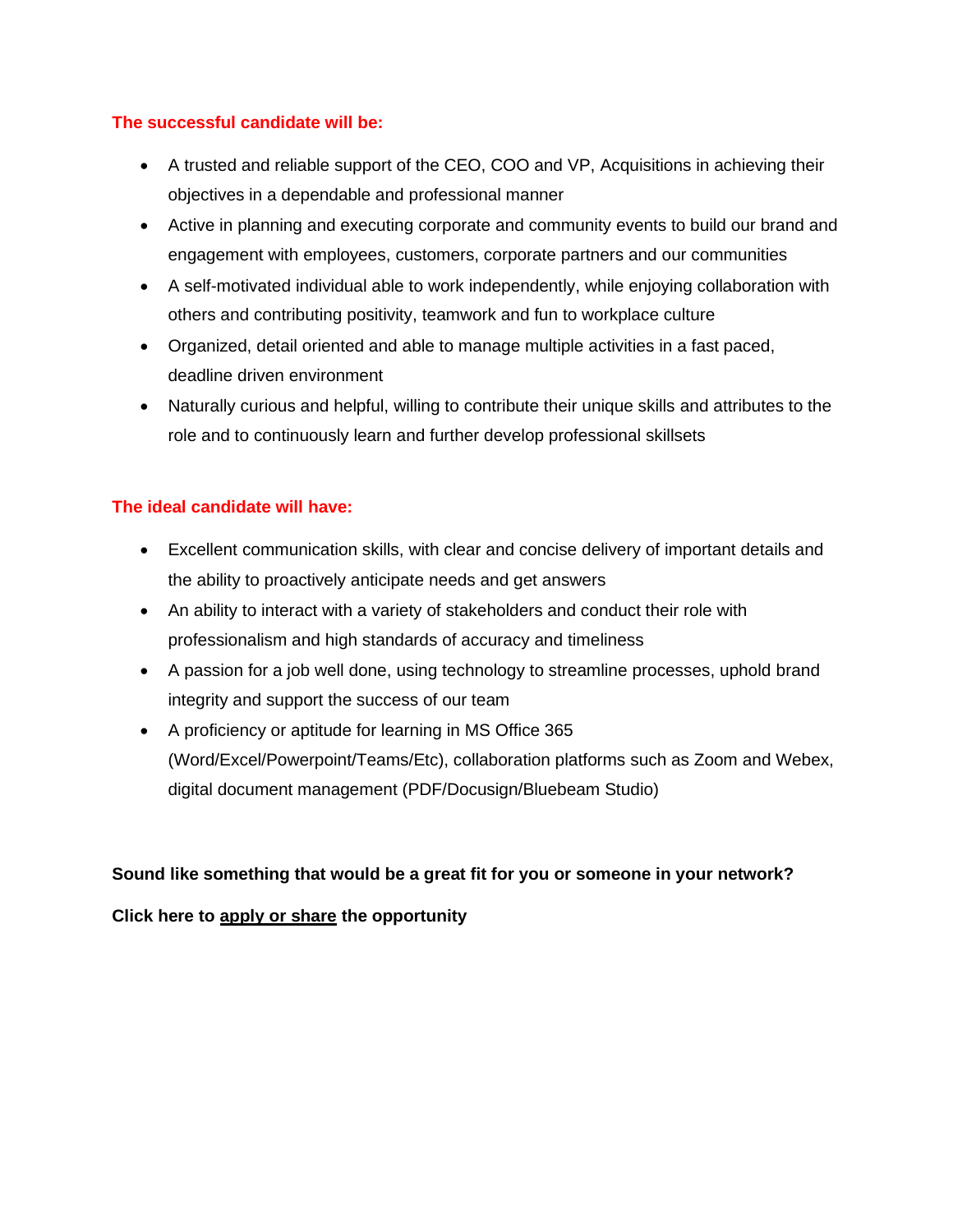**The successful candidate will be:**

- A trusted and reliable support of the CEO, COO and VP, Acquisitions in achieving their objectives in a dependable and professional manner
- Active in planning and executing corporate and community events to build our brand and engagement with employees, customers, corporate partners and our communities
- A self-motivated individual able to work independently, while enjoying collaboration with others and contributing positivity, teamwork and fun to workplace culture
- Organized, detail oriented and able to manage multiple activities in a fast paced, deadline driven environment
- Naturally curious and helpful, willing to contribute their unique skills and attributes to the role and to continuously learn and further develop professional skillsets

**The ideal candidate will have:**

- Excellent communication skills, with clear and concise delivery of important details and the ability to proactively anticipate needs and get answers
- An ability to interact with a variety of stakeholders and conduct their role with professionalism and high standards of accuracy and timeliness
- A passion for a job well done, using technology to streamline processes, uphold brand integrity and support the success of our team
- A proficiency or aptitude for learning in MS Office 365 (Word/Excel/Powerpoint/Teams/Etc), collaboration platforms such as Zoom and Webex, digital document management (PDF/Docusign/Bluebeam Studio)

**Sound like something that would be a great fit for you or someone in your network?**

**Click here to apply or share the opportunity**